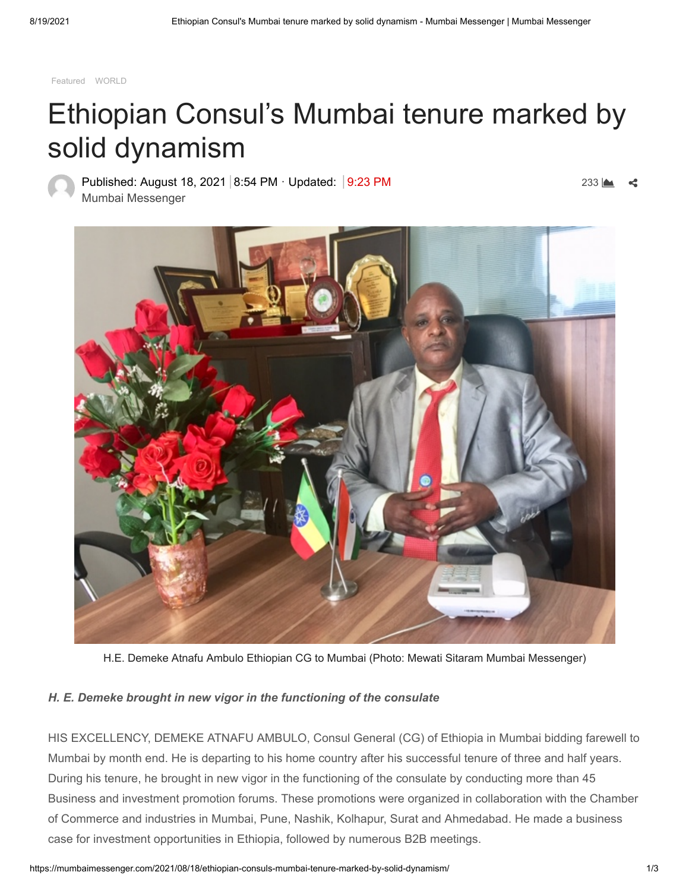Featured WORLD

# Ethiopian Consul's Mumbai tenure marked by solid dynamism

Published: August 18, 2021 8:54 PM · Updated: 9:23 PM
Mumbai Messenger

233

H.E. Demeke Atnafu Ambulo Ethiopian CG to Mumbai (Photo: Mewati Sitaram Mumbai Messenger)

***H. E. Demeke brought in new vigor in the functioning of the consulate***

HIS EXCELLENCY, DEMEKE ATNAFU AMBULO, Consul General (CG) of Ethiopia in Mumbai bidding farewell to Mumbai by month end. He is departing to his home country after his successful tenure of three and half years. During his tenure, he brought in new vigor in the functioning of the consulate by conducting more than 45 Business and investment promotion forums. These promotions were organized in collaboration with the Chamber of Commerce and industries in Mumbai, Pune, Nashik, Kolhapur, Surat and Ahmedabad. He made a business case for investment opportunities in Ethiopia, followed by numerous B2B meetings.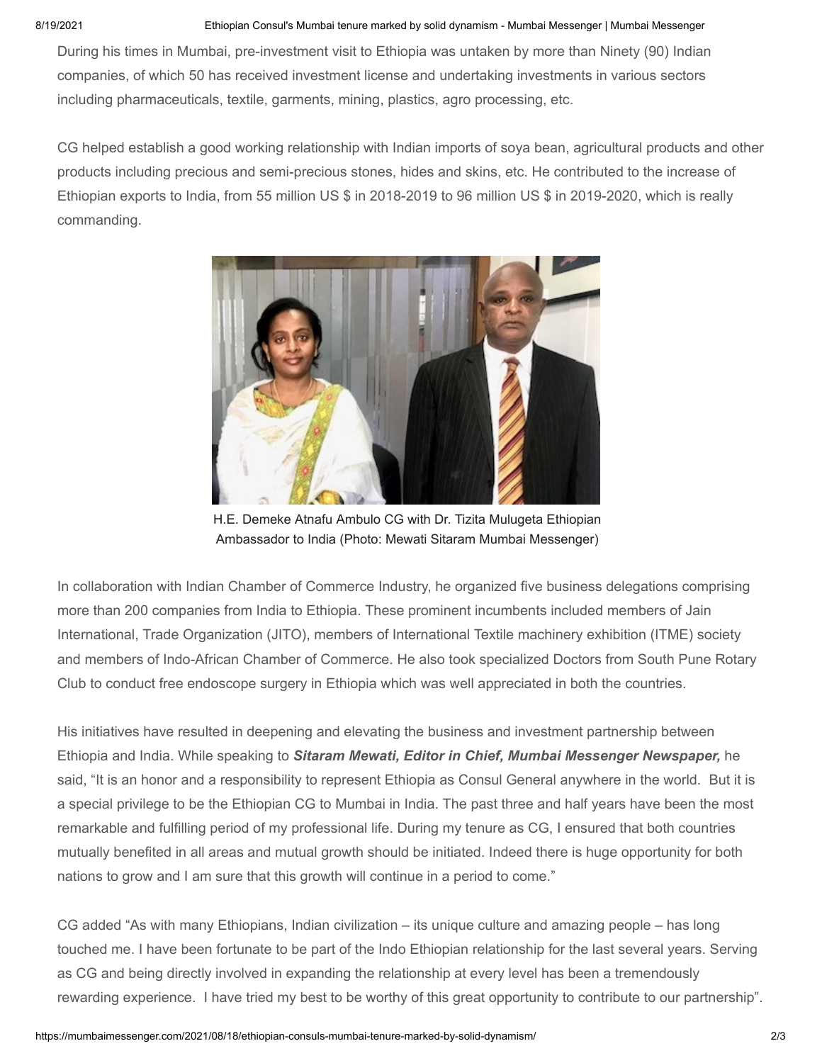During his times in Mumbai, pre-investment visit to Ethiopia was untaken by more than Ninety (90) Indian companies, of which 50 has received investment license and undertaking investments in various sectors including pharmaceuticals, textile, garments, mining, plastics, agro processing, etc.

CG helped establish a good working relationship with Indian imports of soya bean, agricultural products and other products including precious and semi-precious stones, hides and skins, etc. He contributed to the increase of Ethiopian exports to India, from 55 million US $ in 2018-2019 to 96 million US $ in 2019-2020, which is really commanding.

H.E. Demeke Atnafu Ambulo CG with Dr. Tizita Mulugeta Ethiopian Ambassador to India (Photo: Mewati Sitaram Mumbai Messenger)

In collaboration with Indian Chamber of Commerce Industry, he organized five business delegations comprising more than 200 companies from India to Ethiopia. These prominent incumbents included members of Jain International, Trade Organization (JITO), members of International Textile machinery exhibition (ITME) society and members of Indo-African Chamber of Commerce. He also took specialized Doctors from South Pune Rotary Club to conduct free endoscope surgery in Ethiopia which was well appreciated in both the countries.

His initiatives have resulted in deepening and elevating the business and investment partnership between Ethiopia and India. While speaking to ***Sitaram Mewati, Editor in Chief, Mumbai Messenger Newspaper,*** he said, "It is an honor and a responsibility to represent Ethiopia as Consul General anywhere in the world. But it is a special privilege to be the Ethiopian CG to Mumbai in India. The past three and half years have been the most remarkable and fulfilling period of my professional life. During my tenure as CG, I ensured that both countries mutually benefited in all areas and mutual growth should be initiated. Indeed there is huge opportunity for both nations to grow and I am sure that this growth will continue in a period to come."

CG added "As with many Ethiopians, Indian civilization – its unique culture and amazing people – has long touched me. I have been fortunate to be part of the Indo Ethiopian relationship for the last several years. Serving as CG and being directly involved in expanding the relationship at every level has been a tremendously rewarding experience. I have tried my best to be worthy of this great opportunity to contribute to our partnership".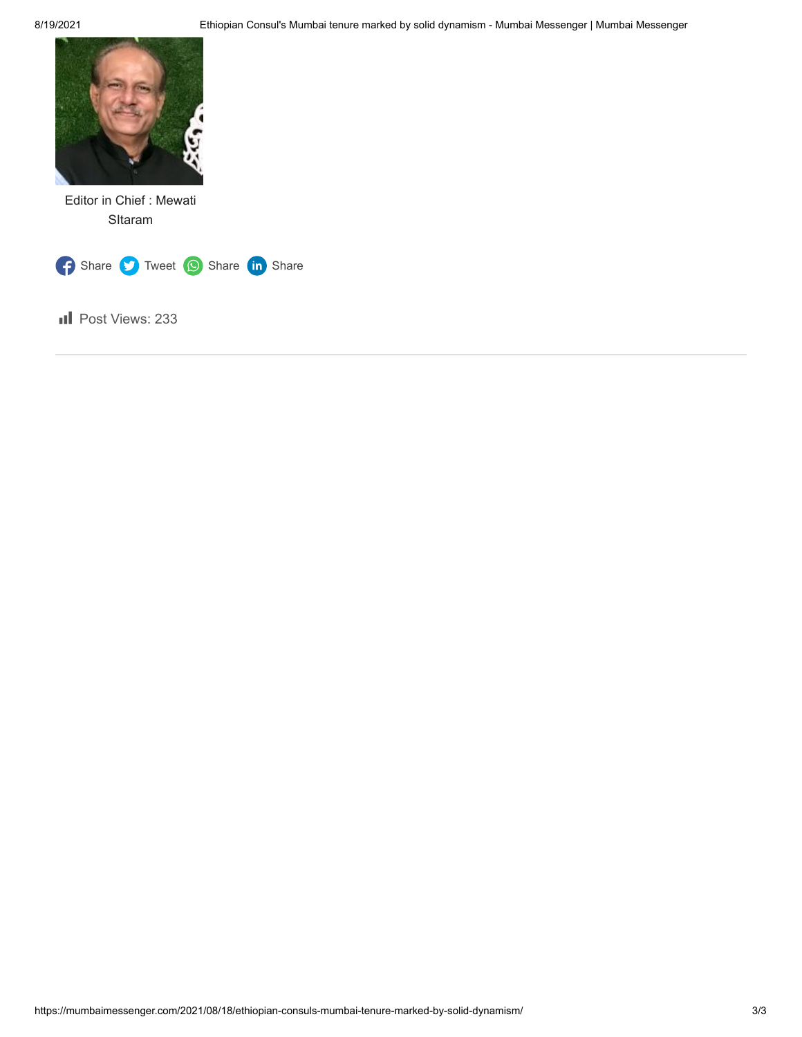Editor in Chief : Mewati SItaram

Share Tweet Share Share

Post Views: 233